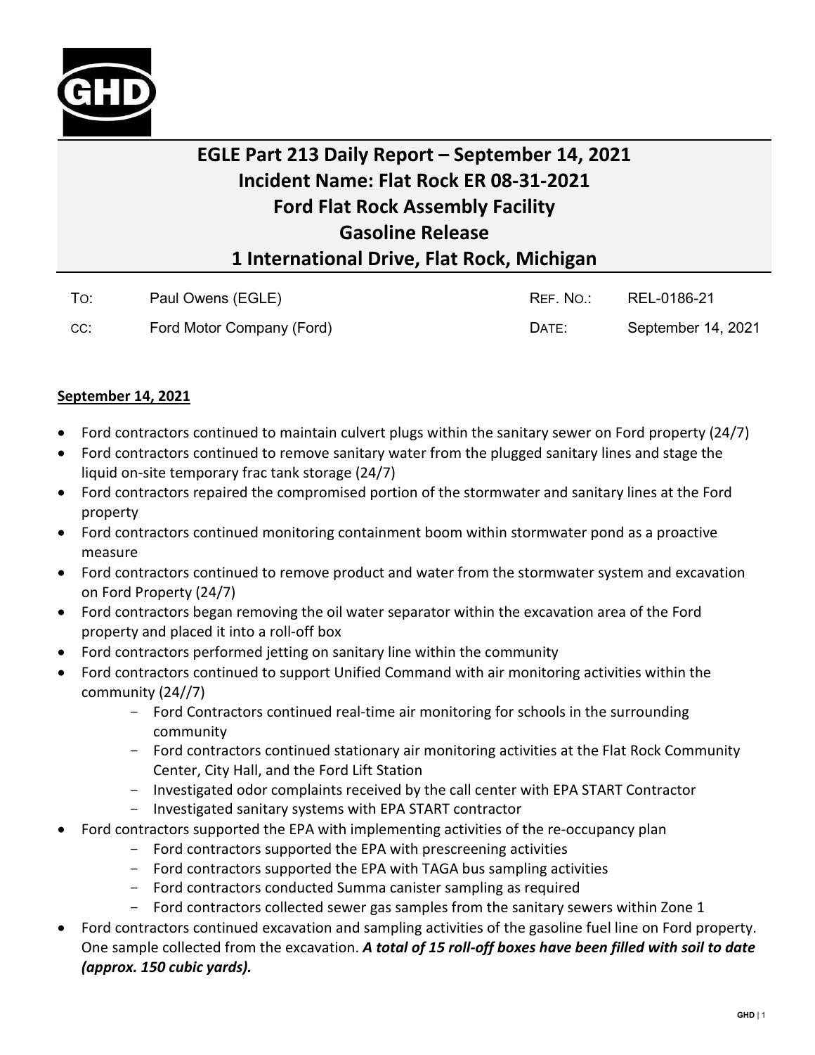# EGLE Part 213 Daily Report – September 14, 2021
# Incident Name: Flat Rock ER 08-31-2021
# Ford Flat Rock Assembly Facility
# Gasoline Release
# 1 International Drive, Flat Rock, Michigan

| | | | |
|---|---|---|---|
| To: | Paul Owens (EGLE) | Ref. No.: | REL-0186-21 |
| cc: | Ford Motor Company (Ford) | Date: | September 14, 2021 |

**September 14, 2021**

- Ford contractors continued to maintain culvert plugs within the sanitary sewer on Ford property (24/7)
- Ford contractors continued to remove sanitary water from the plugged sanitary lines and stage the liquid on-site temporary frac tank storage (24/7)
- Ford contractors repaired the compromised portion of the stormwater and sanitary lines at the Ford property
- Ford contractors continued monitoring containment boom within stormwater pond as a proactive measure
- Ford contractors continued to remove product and water from the stormwater system and excavation on Ford Property (24/7)
- Ford contractors began removing the oil water separator within the excavation area of the Ford property and placed it into a roll-off box
- Ford contractors performed jetting on sanitary line within the community
- Ford contractors continued to support Unified Command with air monitoring activities within the community (24//7)
  - Ford Contractors continued real-time air monitoring for schools in the surrounding community
  - Ford contractors continued stationary air monitoring activities at the Flat Rock Community Center, City Hall, and the Ford Lift Station
  - Investigated odor complaints received by the call center with EPA START Contractor
  - Investigated sanitary systems with EPA START contractor
- Ford contractors supported the EPA with implementing activities of the re-occupancy plan
  - Ford contractors supported the EPA with prescreening activities
  - Ford contractors supported the EPA with TAGA bus sampling activities
  - Ford contractors conducted Summa canister sampling as required
  - Ford contractors collected sewer gas samples from the sanitary sewers within Zone 1
- Ford contractors continued excavation and sampling activities of the gasoline fuel line on Ford property. One sample collected from the excavation. ***A total of 15 roll-off boxes have been filled with soil to date (approx. 150 cubic yards).***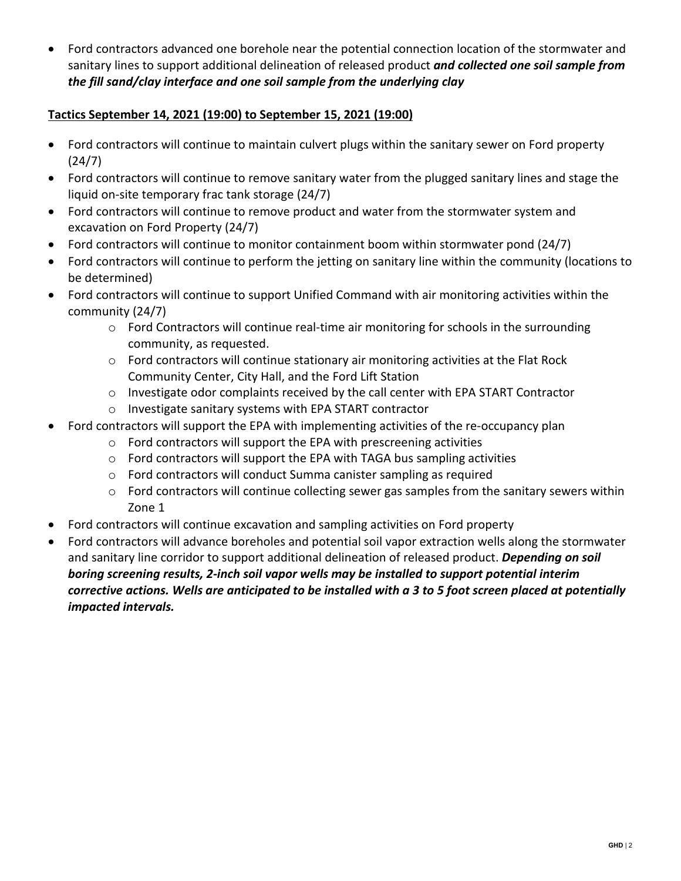- Ford contractors advanced one borehole near the potential connection location of the stormwater and sanitary lines to support additional delineation of released product ***and collected one soil sample from the fill sand/clay interface and one soil sample from the underlying clay***

**Tactics September 14, 2021 (19:00) to September 15, 2021 (19:00)**

- Ford contractors will continue to maintain culvert plugs within the sanitary sewer on Ford property (24/7)
- Ford contractors will continue to remove sanitary water from the plugged sanitary lines and stage the liquid on-site temporary frac tank storage (24/7)
- Ford contractors will continue to remove product and water from the stormwater system and excavation on Ford Property (24/7)
- Ford contractors will continue to monitor containment boom within stormwater pond (24/7)
- Ford contractors will continue to perform the jetting on sanitary line within the community (locations to be determined)
- Ford contractors will continue to support Unified Command with air monitoring activities within the community (24/7)
  - Ford Contractors will continue real-time air monitoring for schools in the surrounding community, as requested.
  - Ford contractors will continue stationary air monitoring activities at the Flat Rock Community Center, City Hall, and the Ford Lift Station
  - Investigate odor complaints received by the call center with EPA START Contractor
  - Investigate sanitary systems with EPA START contractor
- Ford contractors will support the EPA with implementing activities of the re-occupancy plan
  - Ford contractors will support the EPA with prescreening activities
  - Ford contractors will support the EPA with TAGA bus sampling activities
  - Ford contractors will conduct Summa canister sampling as required
  - Ford contractors will continue collecting sewer gas samples from the sanitary sewers within Zone 1
- Ford contractors will continue excavation and sampling activities on Ford property
- Ford contractors will advance boreholes and potential soil vapor extraction wells along the stormwater and sanitary line corridor to support additional delineation of released product. ***Depending on soil boring screening results, 2-inch soil vapor wells may be installed to support potential interim corrective actions. Wells are anticipated to be installed with a 3 to 5 foot screen placed at potentially impacted intervals.***